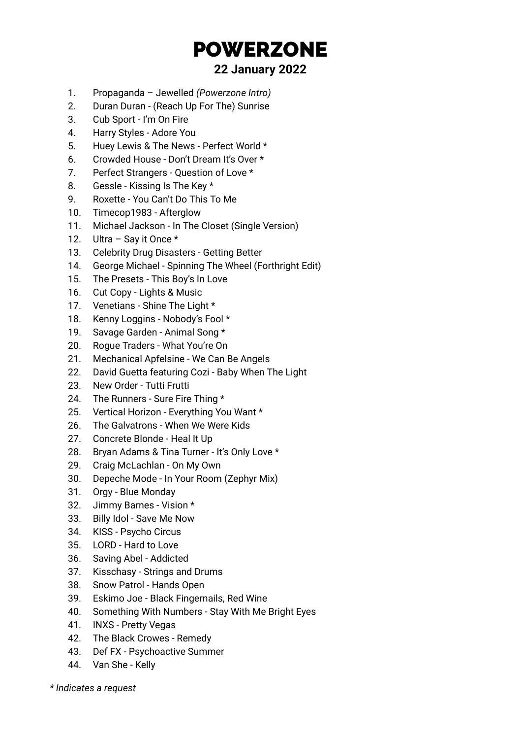# POWERZONE

## 22 January 2022

1. Propaganda – Jewelled *(Powerzone Intro)*
2. Duran Duran - (Reach Up For The) Sunrise
3. Cub Sport - I'm On Fire
4. Harry Styles - Adore You
5. Huey Lewis & The News - Perfect World *
6. Crowded House - Don't Dream It's Over *
7. Perfect Strangers - Question of Love *
8. Gessle - Kissing Is The Key *
9. Roxette - You Can't Do This To Me
10. Timecop1983 - Afterglow
11. Michael Jackson - In The Closet (Single Version)
12. Ultra – Say it Once *
13. Celebrity Drug Disasters - Getting Better
14. George Michael - Spinning The Wheel (Forthright Edit)
15. The Presets - This Boy's In Love
16. Cut Copy - Lights & Music
17. Venetians - Shine The Light *
18. Kenny Loggins - Nobody's Fool *
19. Savage Garden - Animal Song *
20. Rogue Traders - What You're On
21. Mechanical Apfelsine - We Can Be Angels
22. David Guetta featuring Cozi - Baby When The Light
23. New Order - Tutti Frutti
24. The Runners - Sure Fire Thing *
25. Vertical Horizon - Everything You Want *
26. The Galvatrons - When We Were Kids
27. Concrete Blonde - Heal It Up
28. Bryan Adams & Tina Turner - It's Only Love *
29. Craig McLachlan - On My Own
30. Depeche Mode - In Your Room (Zephyr Mix)
31. Orgy - Blue Monday
32. Jimmy Barnes - Vision *
33. Billy Idol - Save Me Now
34. KISS - Psycho Circus
35. LORD - Hard to Love
36. Saving Abel - Addicted
37. Kisschasy - Strings and Drums
38. Snow Patrol - Hands Open
39. Eskimo Joe - Black Fingernails, Red Wine
40. Something With Numbers - Stay With Me Bright Eyes
41. INXS - Pretty Vegas
42. The Black Crowes - Remedy
43. Def FX - Psychoactive Summer
44. Van She - Kelly

*\* Indicates a request*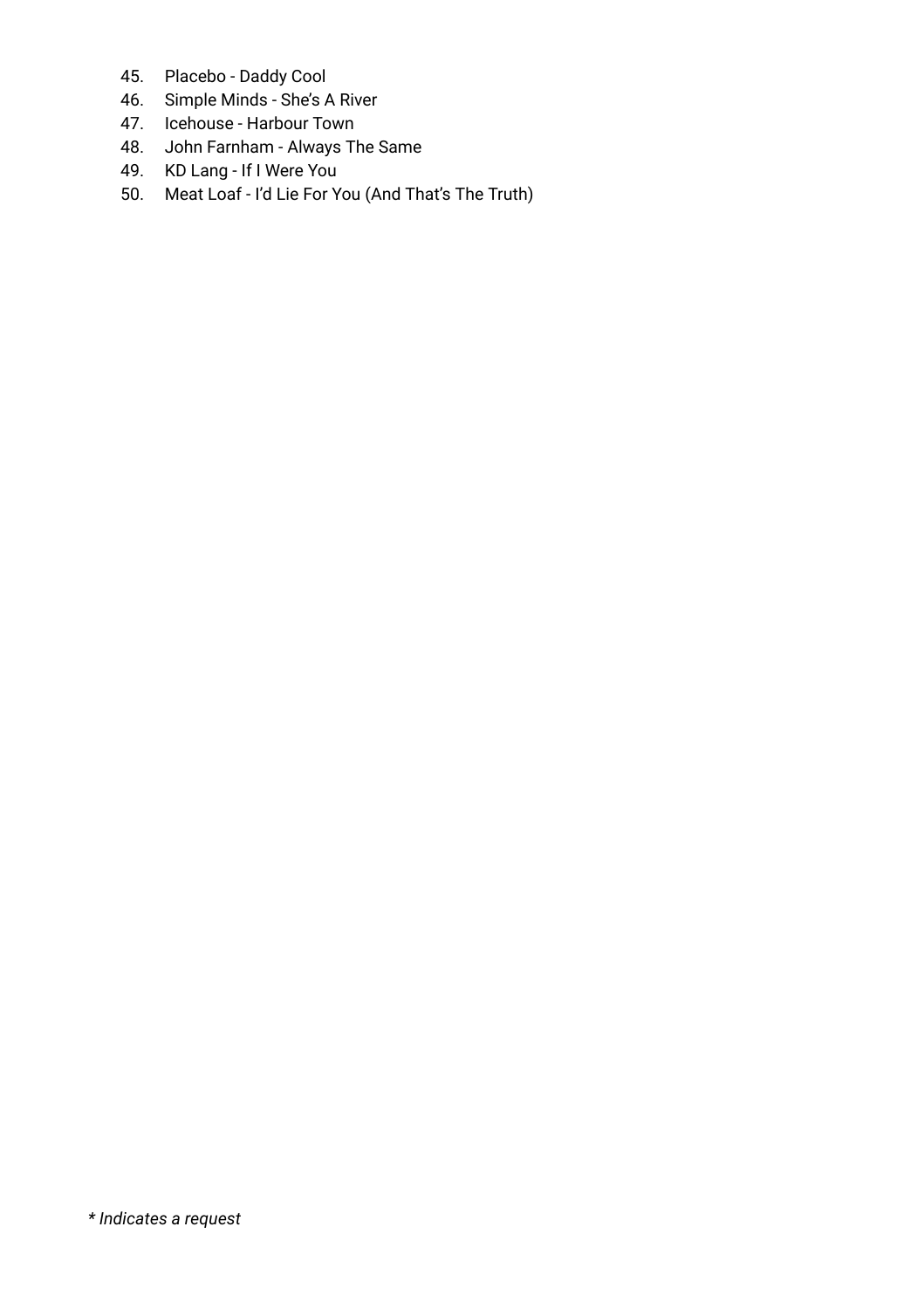45. Placebo - Daddy Cool
46. Simple Minds - She's A River
47. Icehouse - Harbour Town
48. John Farnham - Always The Same
49. KD Lang - If I Were You
50. Meat Loaf - I'd Lie For You (And That's The Truth)

***** Indicates a request*